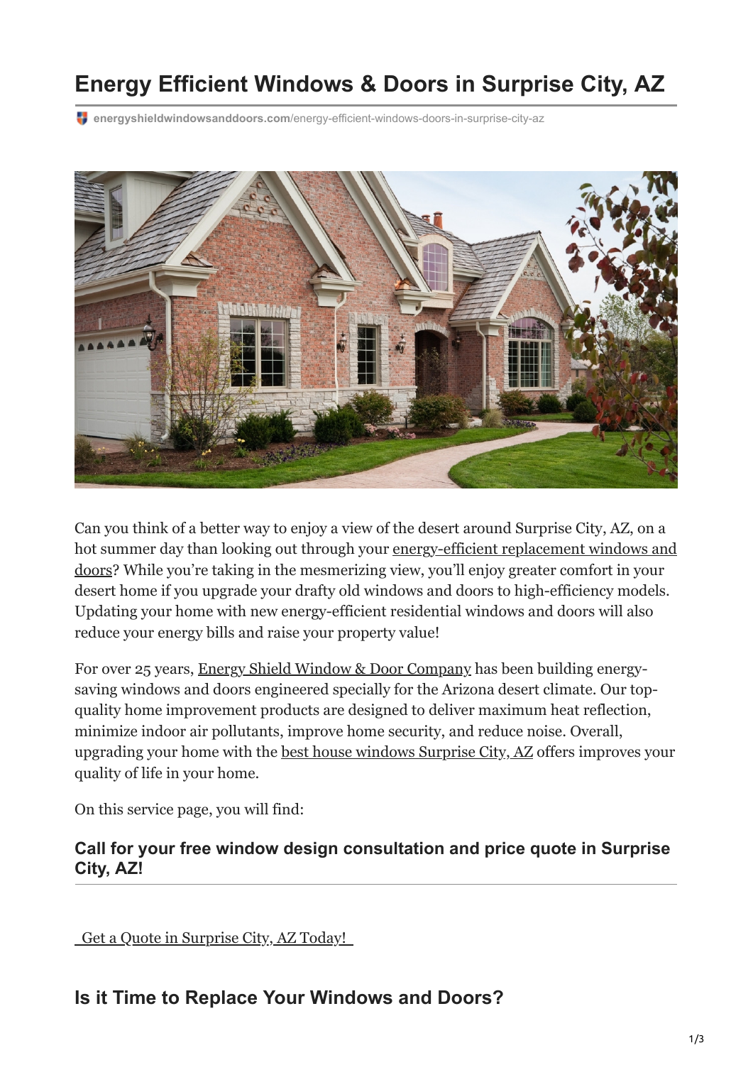# Energy Efficient Windows & Doors in Surprise City, AZ

energyshieldwindowsanddoors.com/energy-efficient-windows-doors-in-surprise-city-az

Can you think of a better way to enjoy a view of the desert around Surprise City, AZ, on a hot summer day than looking out through your energy-efficient replacement windows and doors? While you're taking in the mesmerizing view, you'll enjoy greater comfort in your desert home if you upgrade your drafty old windows and doors to high-efficiency models. Updating your home with new energy-efficient residential windows and doors will also reduce your energy bills and raise your property value!

For over 25 years, Energy Shield Window & Door Company has been building energy-saving windows and doors engineered specially for the Arizona desert climate. Our top-quality home improvement products are designed to deliver maximum heat reflection, minimize indoor air pollutants, improve home security, and reduce noise. Overall, upgrading your home with the best house windows Surprise City, AZ offers improves your quality of life in your home.

On this service page, you will find:

### Call for your free window design consultation and price quote in Surprise City, AZ!

Get a Quote in Surprise City, AZ Today!

## Is it Time to Replace Your Windows and Doors?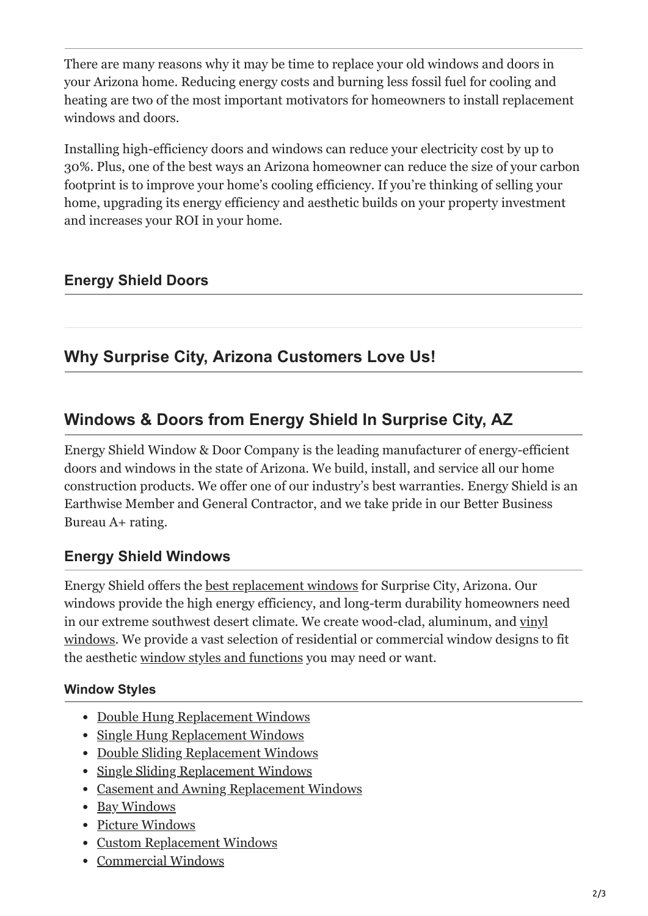There are many reasons why it may be time to replace your old windows and doors in your Arizona home. Reducing energy costs and burning less fossil fuel for cooling and heating are two of the most important motivators for homeowners to install replacement windows and doors.

Installing high-efficiency doors and windows can reduce your electricity cost by up to 30%. Plus, one of the best ways an Arizona homeowner can reduce the size of your carbon footprint is to improve your home's cooling efficiency. If you're thinking of selling your home, upgrading its energy efficiency and aesthetic builds on your property investment and increases your ROI in your home.

### Energy Shield Doors

## Why Surprise City, Arizona Customers Love Us!

## Windows & Doors from Energy Shield In Surprise City, AZ

Energy Shield Window & Door Company is the leading manufacturer of energy-efficient doors and windows in the state of Arizona. We build, install, and service all our home construction products. We offer one of our industry's best warranties. Energy Shield is an Earthwise Member and General Contractor, and we take pride in our Better Business Bureau A+ rating.

### Energy Shield Windows

Energy Shield offers the best replacement windows for Surprise City, Arizona. Our windows provide the high energy efficiency, and long-term durability homeowners need in our extreme southwest desert climate. We create wood-clad, aluminum, and vinyl windows. We provide a vast selection of residential or commercial window designs to fit the aesthetic window styles and functions you may need or want.

#### Window Styles

- Double Hung Replacement Windows
- Single Hung Replacement Windows
- Double Sliding Replacement Windows
- Single Sliding Replacement Windows
- Casement and Awning Replacement Windows
- Bay Windows
- Picture Windows
- Custom Replacement Windows
- Commercial Windows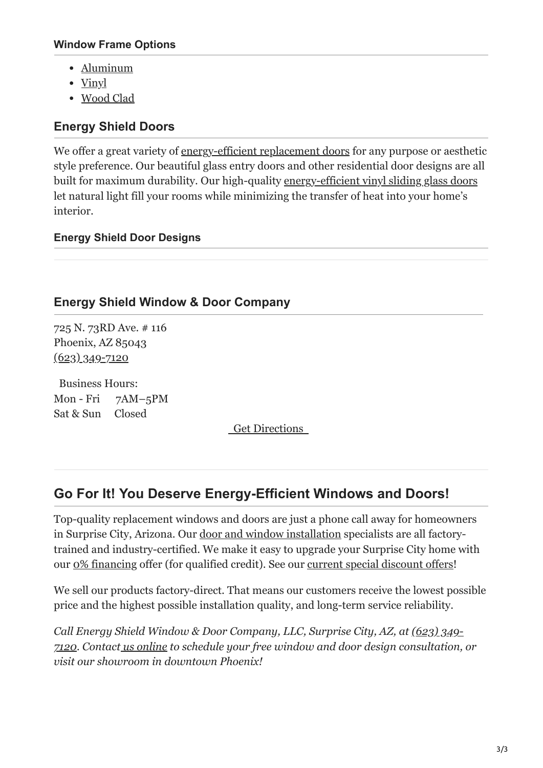#### Window Frame Options

- Aluminum
- Vinyl
- Wood Clad

### Energy Shield Doors

We offer a great variety of energy-efficient replacement doors for any purpose or aesthetic style preference. Our beautiful glass entry doors and other residential door designs are all built for maximum durability. Our high-quality energy-efficient vinyl sliding glass doors let natural light fill your rooms while minimizing the transfer of heat into your home's interior.

#### Energy Shield Door Designs

### Energy Shield Window & Door Company

725 N. 73RD Ave. # 116
Phoenix, AZ 85043
(623) 349-7120

Business Hours:
Mon - Fri 7AM–5PM
Sat & Sun Closed

Get Directions

## Go For It! You Deserve Energy-Efficient Windows and Doors!

Top-quality replacement windows and doors are just a phone call away for homeowners in Surprise City, Arizona. Our door and window installation specialists are all factory-trained and industry-certified. We make it easy to upgrade your Surprise City home with our 0% financing offer (for qualified credit). See our current special discount offers!

We sell our products factory-direct. That means our customers receive the lowest possible price and the highest possible installation quality, and long-term service reliability.

*Call Energy Shield Window & Door Company, LLC, Surprise City, AZ, at (623) 349-7120. Contact us online to schedule your free window and door design consultation, or visit our showroom in downtown Phoenix!*